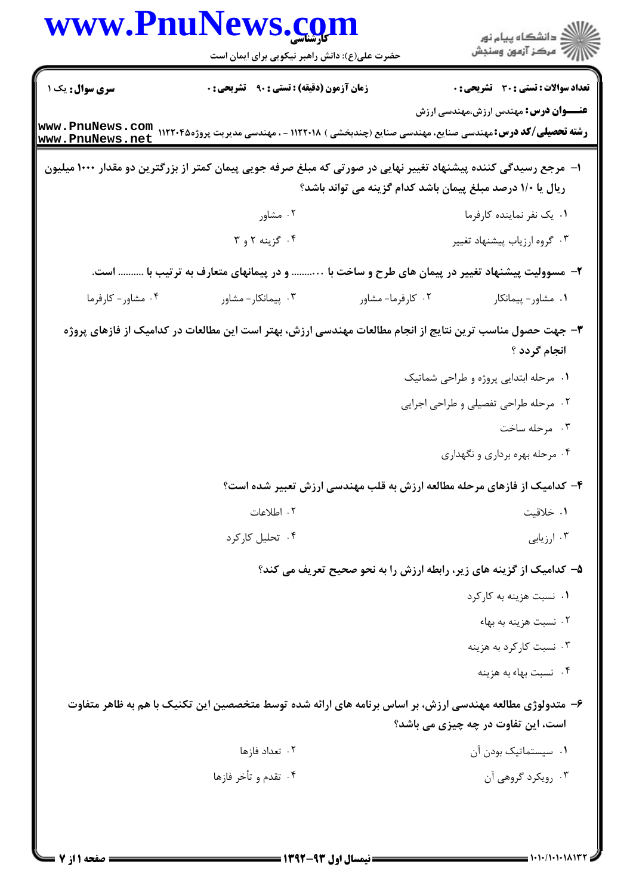**سری سوال:** یک ۱

**زمان آزمون (دقیقه) : تستی : ۹۰ تشریحی : ۰**

**تعداد سوالات : تستی : ۳۰ تشریحی : ۰**

**عنـــوان درس:** مهندس ارزش،مهندسی ارزش

**رشته تحصیلی/کد درس:** مهندسی صنایع، مهندسی صنایع (چندبخشی ) ۱۱۲۲۰۱۸ - ، مهندسی مدیریت پروژه۱۱۲۲۰۴۵

**۱-** مرجع رسیدگی کننده پیشنهاد تغییر نهایی در صورتی که مبلغ صرفه جویی پیمان کمتر از بزرگترین دو مقدار ۱۰۰۰ میلیون ریال یا ۱/۰ درصد مبلغ پیمان باشد کدام گزینه می تواند باشد؟

۱. یک نفر نماینده کارفرما

۲. مشاور

۳. گروه ارزیاب پیشنهاد تغییر

۴. گزینه ۲ و ۳

**۲-** مسوولیت پیشنهاد تغییر در پیمان های طرح و ساخت با .......... و در پیمانهای متعارف به ترتیب با .......... است.

۱. مشاور- پیمانکار

۲. کارفرما- مشاور

۳. پیمانکار- مشاور

۴. مشاور- کارفرما

**۳-** جهت حصول مناسب ترین نتایج از انجام مطالعات مهندسی ارزش، بهتر است این مطالعات در کدامیک از فازهای پروژه انجام گردد ؟

۱. مرحله ابتدایی پروژه و طراحی شماتیک

۲. مرحله طراحی تفصیلی و طراحی اجرایی

۳. مرحله ساخت

۴. مرحله بهره برداری و نگهداری

**۴-** کدامیک از فازهای مرحله مطالعه ارزش به قلب مهندسی ارزش تعبیر شده است؟

۱. خلاقیت

۲. اطلاعات

۳. ارزیابی

۴. تحلیل کارکرد

**۵-** کدامیک از گزینه های زیر، رابطه ارزش را به نحو صحیح تعریف می کند؟

۱. نسبت هزینه به کارکرد

۲. نسبت هزینه به بهاء

۳. نسبت کارکرد به هزینه

۴. نسبت بهاء به هزینه

**۶-** متدولوژی مطالعه مهندسی ارزش، بر اساس برنامه های ارائه شده توسط متخصصین این تکنیک با هم به ظاهر متفاوت است، این تفاوت در چه چیزی می باشد؟

۱. سیستماتیک بودن آن

۲. تعداد فازها

۳. رویکرد گروهی آن

۴. تقدم و تأخر فازها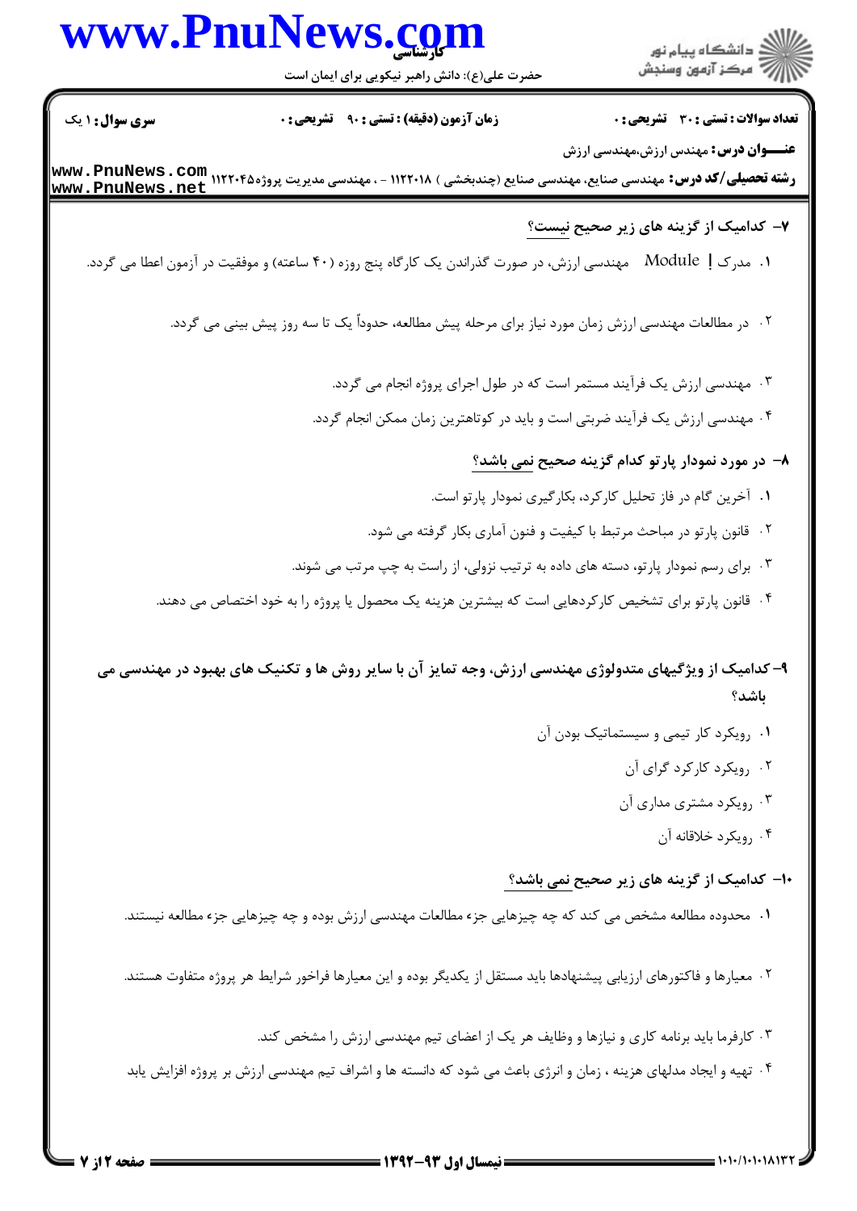**۷- کدامیک از گزینه های زیر صحیح نیست؟**

۱. مدرک Module I مهندسی ارزش، در صورت گذراندن یک کارگاه پنج روزه (۴۰ ساعته) و موفقیت در آزمون اعطا می گردد.

۲. در مطالعات مهندسی ارزش زمان مورد نیاز برای مرحله پیش مطالعه، حدوداً یک تا سه روز پیش بینی می گردد.

۳. مهندسی ارزش یک فرآیند مستمر است که در طول اجرای پروژه انجام می گردد.

۴. مهندسی ارزش یک فرآیند ضربتی است و باید در کوتاهترین زمان ممکن انجام گردد.

**۸- در مورد نمودار پارتو کدام گزینه صحیح نمی باشد؟**

۱. آخرین گام در فاز تحلیل کارکرد، بکارگیری نمودار پارتو است.

۲. قانون پارتو در مباحث مرتبط با کیفیت و فنون آماری بکار گرفته می شود.

۳. برای رسم نمودار پارتو، دسته های داده به ترتیب نزولی، از راست به چپ مرتب می شوند.

۴. قانون پارتو برای تشخیص کارکردهایی است که بیشترین هزینه یک محصول یا پروژه را به خود اختصاص می دهند.

**۹- کدامیک از ویژگیهای متدولوژی مهندسی ارزش، وجه تمایز آن با سایر روش ها و تکنیک های بهبود در مهندسی می باشد؟**

۱. رویکرد کار تیمی و سیستماتیک بودن آن

۲. رویکرد کارکرد گرای آن

۳. رویکرد مشتری مداری آن

۴. رویکرد خلاقانه آن

**۱۰- کدامیک از گزینه های زیر صحیح نمی باشد؟**

۱. محدوده مطالعه مشخص می کند که چه چیزهایی جزء مطالعات مهندسی ارزش بوده و چه چیزهایی جزء مطالعه نیستند.

۲. معیارها و فاکتورهای ارزیابی پیشنهادها باید مستقل از یکدیگر بوده و این معیارها فراخور شرایط هر پروژه متفاوت هستند.

۳. کارفرما باید برنامه کاری و نیازها و وظایف هر یک از اعضای تیم مهندسی ارزش را مشخص کند.

۴. تهیه و ایجاد مدلهای هزینه ، زمان و انرژی باعث می شود که دانسته ها و اشراف تیم مهندسی ارزش بر پروژه افزایش یابد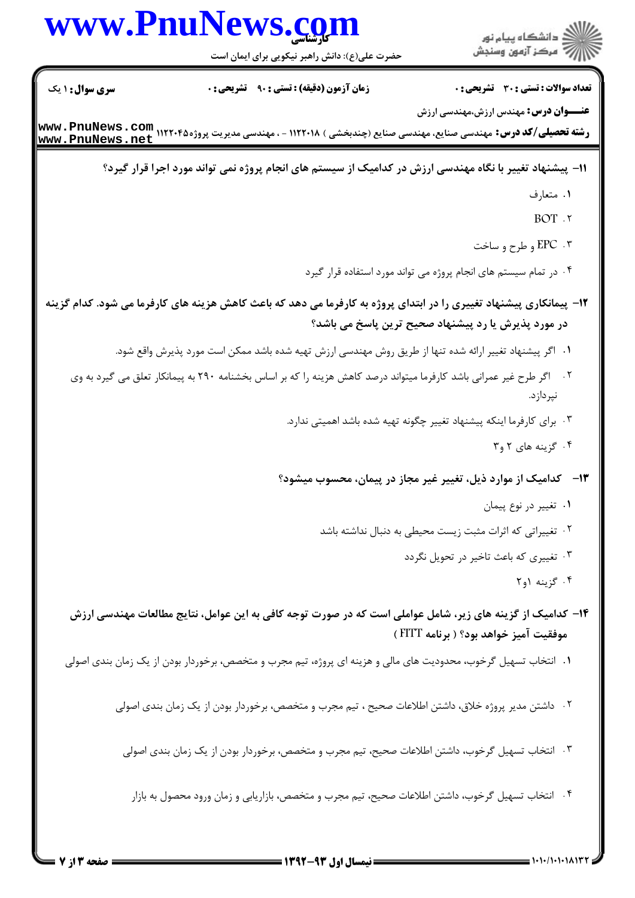**عنـــوان درس:** مهندس ارزش،مهندسی ارزش

**رشته تحصیلی/کد درس:** مهندسی صنایع، مهندسی صنایع (چندبخشی ) ۱۱۲۲۰۱۸ - ، مهندسی مدیریت پروژه۱۱۲۲۰۴۵

**۱۱-** پیشنهاد تغییر با نگاه مهندسی ارزش در کدامیک از سیستم های انجام پروژه نمی تواند مورد اجرا قرار گیرد؟

۱. متعارف

۲. BOT

۳. EPC و طرح و ساخت

۴. در تمام سیستم های انجام پروژه می تواند مورد استفاده قرار گیرد

**۱۲-** پیمانکاری پیشنهاد تغییری را در ابتدای پروژه به کارفرما می دهد که باعث کاهش هزینه های کارفرما می شود. کدام گزینه در مورد پذیرش یا رد پیشنهاد صحیح ترین پاسخ می باشد؟

۱. اگر پیشنهاد تغییر ارائه شده تنها از طریق روش مهندسی ارزش تهیه شده باشد ممکن است مورد پذیرش واقع شود.

۲. اگر طرح غیر عمرانی باشد کارفرما میتواند درصد کاهش هزینه را که بر اساس بخشنامه ۲۹۰ به پیمانکار تعلق می گیرد به وی نپردازد.

۳. برای کارفرما اینکه پیشنهاد تغییر چگونه تهیه شده باشد اهمیتی ندارد.

۴. گزینه های ۲ و۳

**۱۳-** کدامیک از موارد ذیل، تغییر غیر مجاز در پیمان، محسوب میشود؟

۱. تغییر در نوع پیمان

۲. تغییراتی که اثرات مثبت زیست محیطی به دنبال نداشته باشد

۳. تغییری که باعث تاخیر در تحویل نگردد

۴. گزینه ۱و۲

**۱۴-** کدامیک از گزینه های زیر، شامل عواملی است که در صورت توجه کافی به این عوامل، نتایج مطالعات مهندسی ارزش موفقیت آمیز خواهد بود؟ ( برنامه FITT )

۱. انتخاب تسهیل گرخوب، محدودیت های مالی و هزینه ای پروژه، تیم مجرب و متخصص، برخوردار بودن از یک زمان بندی اصولی

۲. داشتن مدیر پروژه خلاق، داشتن اطلاعات صحیح ، تیم مجرب و متخصص، برخوردار بودن از یک زمان بندی اصولی

۳. انتخاب تسهیل گرخوب، داشتن اطلاعات صحیح، تیم مجرب و متخصص، برخوردار بودن از یک زمان بندی اصولی

۴. انتخاب تسهیل گرخوب، داشتن اطلاعات صحیح، تیم مجرب و متخصص، بازاریابی و زمان ورود محصول به بازار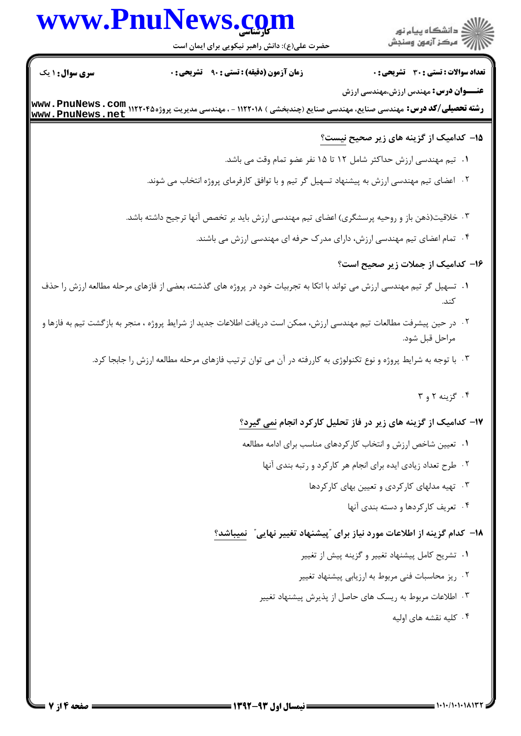**۱۵- کدامیک از گزینه های زیر صحیح نیست؟**

۱. تیم مهندسی ارزش حداکثر شامل ۱۲ تا ۱۵ نفر عضو تمام وقت می باشد.

۲. اعضای تیم مهندسی ارزش به پیشنهاد تسهیل گر تیم و با توافق کارفرمای پروژه انتخاب می شوند.

۳. خلاقیت(ذهن باز و روحیه پرسشگری) اعضای تیم مهندسی ارزش باید بر تخصص آنها ترجیح داشته باشد.

۴. تمام اعضای تیم مهندسی ارزش، دارای مدرک حرفه ای مهندسی ارزش می باشند.

**۱۶- کدامیک از جملات زیر صحیح است؟**

۱. تسهیل گر تیم مهندسی ارزش می تواند با اتکا به تجربیات خود در پروژه های گذشته، بعضی از فازهای مرحله مطالعه ارزش را حذف کند.

۲. در حین پیشرفت مطالعات تیم مهندسی ارزش، ممکن است دریافت اطلاعات جدید از شرایط پروژه ، منجر به بازگشت تیم به فازها و مراحل قبل شود.

۳. با توجه به شرایط پروژه و نوع تکنولوژی به کاررفته در آن می توان ترتیب فازهای مرحله مطالعه ارزش را جابجا کرد.

۴. گزینه ۲ و ۳

**۱۷- کدامیک از گزینه های زیر در فاز تحلیل کارکرد انجام نمی گیرد؟**

۱. تعیین شاخص ارزش و انتخاب کارکردهای مناسب برای ادامه مطالعه

۲. طرح تعداد زیادی ایده برای انجام هر کارکرد و رتبه بندی آنها

۳. تهیه مدلهای کارکردی و تعیین بهای کارکردها

۴. تعریف کارکردها و دسته بندی آنها

**۱۸- کدام گزینه از اطلاعات مورد نیاز برای "پیشنهاد تغییر نهایی" نمیباشد؟**

۱. تشریح کامل پیشنهاد تغییر و گزینه پیش از تغییر

۲. ریز محاسبات فنی مربوط به ارزیابی پیشنهاد تغییر

۳. اطلاعات مربوط به ریسک های حاصل از پذیرش پیشنهاد تغییر

۴. کلیه نقشه های اولیه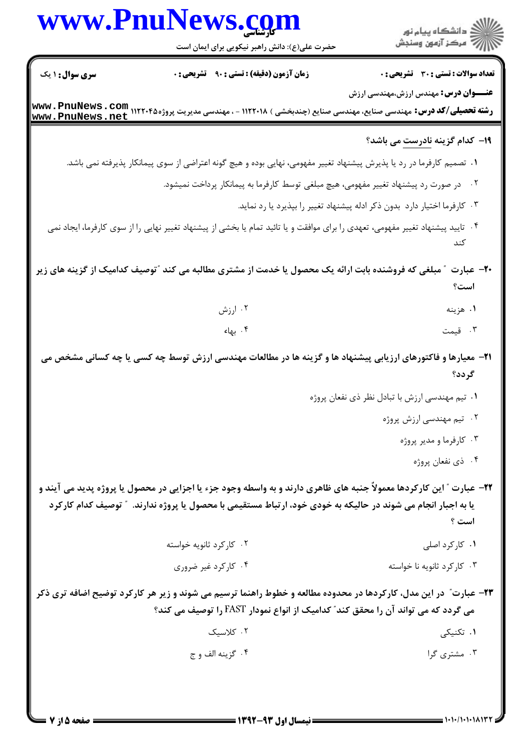**سری سوال:** ۱ یک | **زمان آزمون (دقیقه) : تستی :** ۹۰ **تشریحی :** ۰ | **تعداد سوالات : تستی :** ۳۰ **تشریحی :** ۰

**عنـــوان درس:** مهندس ارزش،مهندسی ارزش

**رشته تحصیلی/کد درس:** مهندسی صنایع، مهندسی صنایع (چندبخشی ) ۱۱۲۲۰۱۸ - ، مهندسی مدیریت پروژه۱۱۲۲۰۴۵

**۱۹- کدام گزینه نادرست می باشد؟**

۱. تصمیم کارفرما در رد یا پذیرش پیشنهاد تغییر مفهومی، نهایی بوده و هیچ گونه اعتراضی از سوی پیمانکار پذیرفته نمی باشد.

۲. در صورت رد پیشنهاد تغییر مفهومی، هیچ مبلغی توسط کارفرما به پیمانکار پرداخت نمیشود.

۳. کارفرما اختیار دارد بدون ذکر ادله پیشنهاد تغییر را بپذیرد یا رد نماید.

۴. تایید پیشنهاد تغییر مفهومی، تعهدی را برای موافقت و یا تائید تمام یا بخشی از پیشنهاد تغییر نهایی را از سوی کارفرما، ایجاد نمی کند

**۲۰- عبارت " مبلغی که فروشنده بابت ارائه یک محصول یا خدمت از مشتری مطالبه می کند "توصیف کدامیک از گزینه های زیر است؟**

۱. هزینه

۲. ارزش

۳. قیمت

۴. بهاء

**۲۱- معیارها و فاکتورهای ارزیابی پیشنهاد ها و گزینه ها در مطالعات مهندسی ارزش توسط چه کسی یا چه کسانی مشخص می گردد؟**

۱. تیم مهندسی ارزش با تبادل نظر ذی نفعان پروژه

۲. تیم مهندسی ارزش پروژه

۳. کارفرما و مدیر پروژه

۴. ذی نفعان پروژه

**۲۲- عبارت " این کارکردها معمولاً جنبه های ظاهری دارند و به واسطه وجود جزء یا اجزایی در محصول یا پروژه پدید می آیند و یا به اجبار انجام می شوند در حالیکه به خودی خود، ارتباط مستقیمی با محصول یا پروژه ندارند. " توصیف کدام کارکرد است ؟**

۱. کارکرد اصلی

۲. کارکرد ثانویه خواسته

۳. کارکرد ثانویه نا خواسته

۴. کارکرد غیر ضروری

**۲۳- عبارت" در این مدل، کارکردها در محدوده مطالعه و خطوط راهنما ترسیم می شوند و زیر هر کارکرد توضیح اضافه تری ذکر می گردد که می تواند آن را محقق کند" کدامیک از انواع نمودار FAST را توصیف می کند؟**

۱. تکنیکی

۲. کلاسیک

۳. مشتری گرا

۴. گزینه الف و ج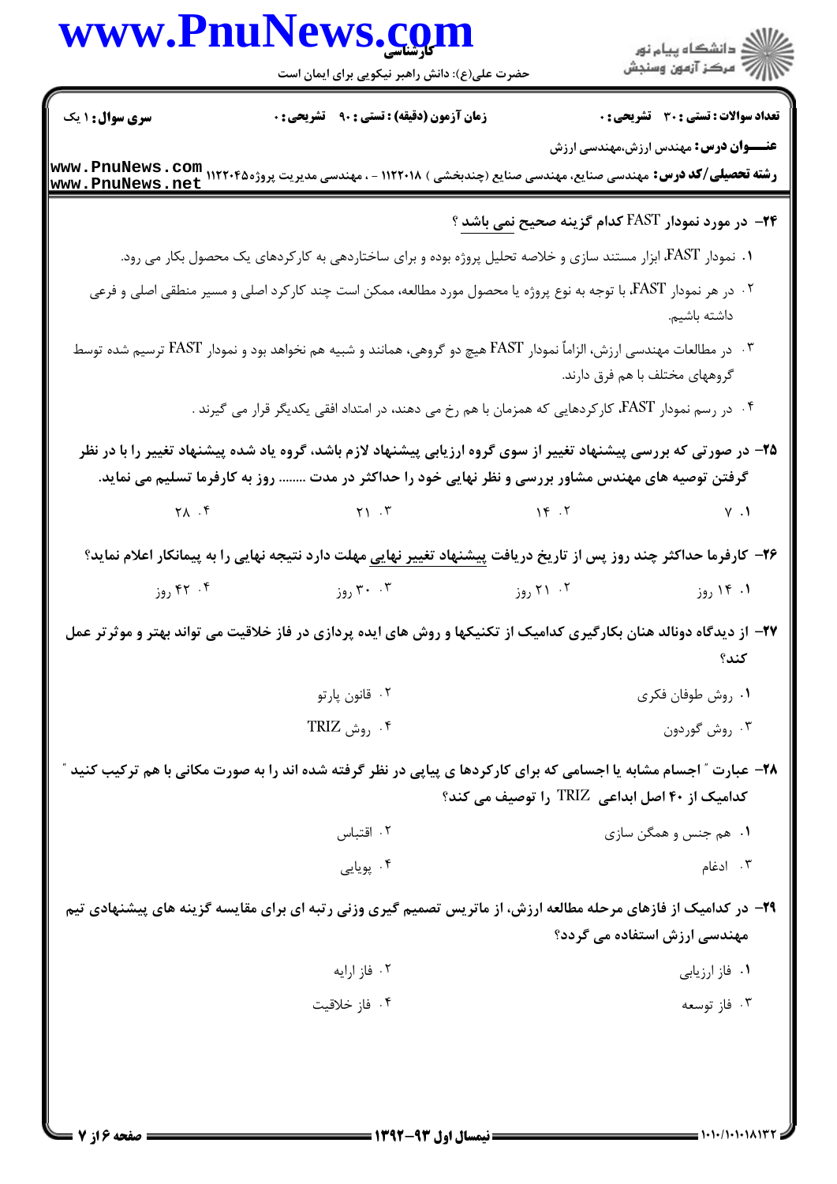**سری سوال:** ۱ یک | **زمان آزمون (دقیقه) : تستی :** ۹۰ **تشریحی :** ۰ | **تعداد سوالات : تستی :** ۳۰ **تشریحی :** ۰

**عنـــوان درس:** مهندس ارزش،مهندسی ارزش

**رشته تحصیلی/کد درس:** مهندسی صنایع، مهندسی صنایع (چندبخشی ) ۱۱۲۲۰۱۸ - ، مهندسی مدیریت پروژه۱۱۲۲۰۴۵

**۲۴- در مورد نمودار FAST کدام گزینه صحیح نمی باشد ؟**

۱. نمودار FAST، ابزار مستند سازی و خلاصه تحلیل پروژه بوده و برای ساختاردهی به کارکردهای یک محصول بکار می رود.

۲. در هر نمودار FAST، با توجه به نوع پروژه یا محصول مورد مطالعه، ممکن است چند کارکرد اصلی و مسیر منطقی اصلی و فرعی داشته باشیم.

۳. در مطالعات مهندسی ارزش، الزاماً نمودار FAST هیچ دو گروهی، همانند و شبیه هم نخواهد بود و نمودار FAST ترسیم شده توسط گروههای مختلف با هم فرق دارند.

۴. در رسم نمودار FAST، کارکردهایی که همزمان با هم رخ می دهند، در امتداد افقی یکدیگر قرار می گیرند .

**۲۵- در صورتی که بررسی پیشنهاد تغییر از سوی گروه ارزیابی پیشنهاد لازم باشد، گروه یاد شده پیشنهاد تغییر را با در نظر گرفتن توصیه های مهندس مشاور بررسی و نظر نهایی خود را حداکثر در مدت ........ روز به کارفرما تسلیم می نماید.**

۱. ۷ &nbsp;&nbsp;&nbsp; ۲. ۱۴ &nbsp;&nbsp;&nbsp; ۳. ۲۱ &nbsp;&nbsp;&nbsp; ۴. ۲۸

**۲۶- کارفرما حداکثر چند روز پس از تاریخ دریافت پیشنهاد تغییر نهایی مهلت دارد نتیجه نهایی را به پیمانکار اعلام نماید؟**

۱. ۱۴ روز &nbsp;&nbsp;&nbsp; ۲. ۲۱ روز &nbsp;&nbsp;&nbsp; ۳. ۳۰ روز &nbsp;&nbsp;&nbsp; ۴. ۴۲ روز

**۲۷- از دیدگاه دونالد هنان بکارگیری کدامیک از تکنیکها و روش های ایده پردازی در فاز خلاقیت می تواند بهتر و موثرتر عمل کند؟**

۱. روش طوفان فکری &nbsp;&nbsp;&nbsp; ۲. قانون پارتو

۳. روش گوردون &nbsp;&nbsp;&nbsp; ۴. روش TRIZ

**۲۸- عبارت " اجسام مشابه یا اجسامی که برای کارکردها ی پیاپی در نظر گرفته شده اند را به صورت مکانی با هم ترکیب کنید " کدامیک از ۴۰ اصل ابداعی TRIZ را توصیف می کند؟**

۱. هم جنس و همگن سازی &nbsp;&nbsp;&nbsp; ۲. اقتباس

۳. ادغام &nbsp;&nbsp;&nbsp; ۴. پویایی

**۲۹- در کدامیک از فازهای مرحله مطالعه ارزش، از ماتریس تصمیم گیری وزنی رتبه ای برای مقایسه گزینه های پیشنهادی تیم مهندسی ارزش استفاده می گردد؟**

۱. فاز ارزیابی &nbsp;&nbsp;&nbsp; ۲. فاز ارایه

۳. فاز توسعه &nbsp;&nbsp;&nbsp; ۴. فاز خلاقیت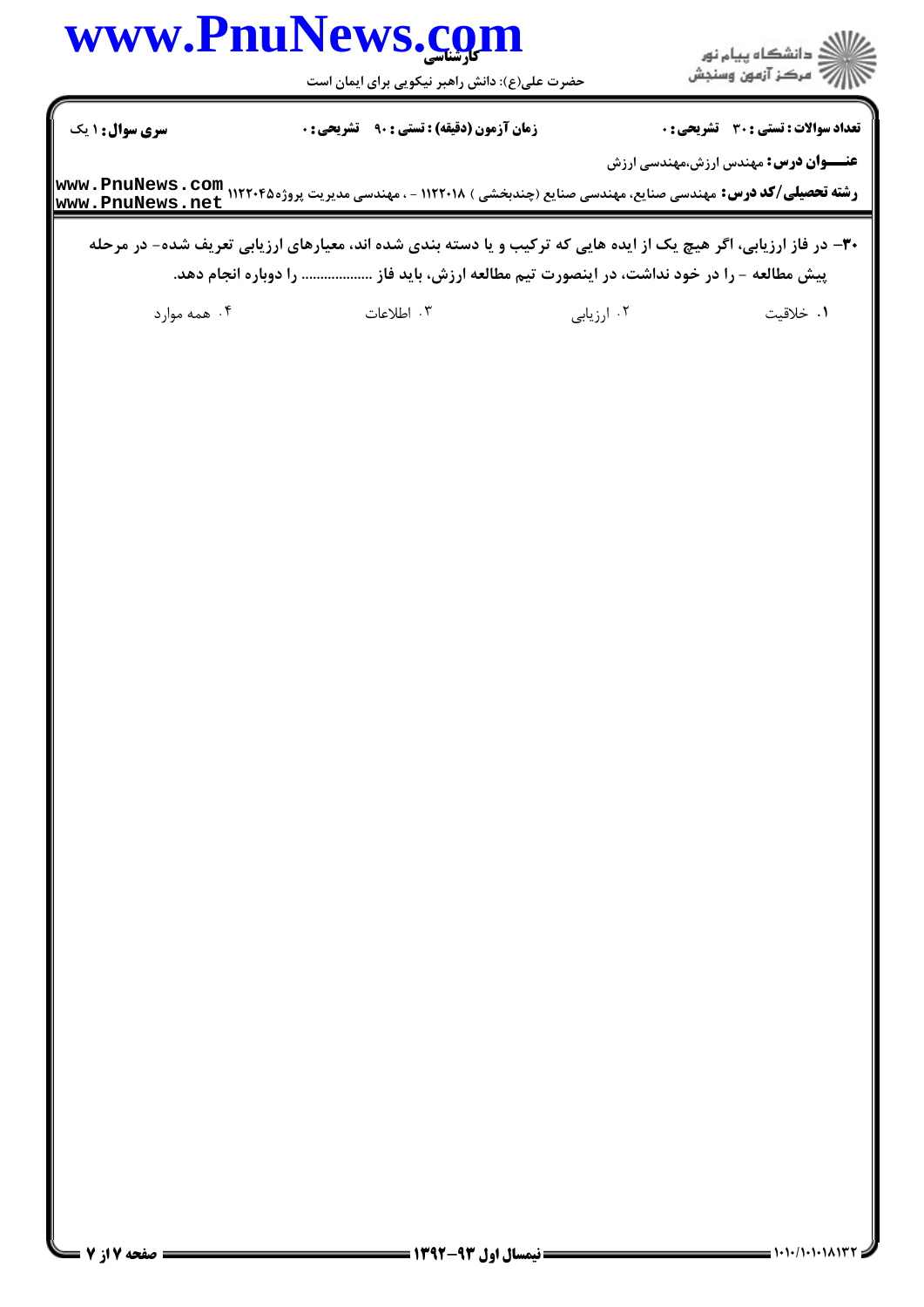**۳۰-** در فاز ارزیابی، اگر هیچ یک از ایده هایی که ترکیب و یا دسته بندی شده اند، معیارهای ارزیابی تعریف شده- در مرحله پیش مطالعه - را در خود نداشت، در اینصورت تیم مطالعه ارزش، باید فاز .................. را دوباره انجام دهد.

۱. خلاقیت

۲. ارزیابی

۳. اطلاعات

۴. همه موارد